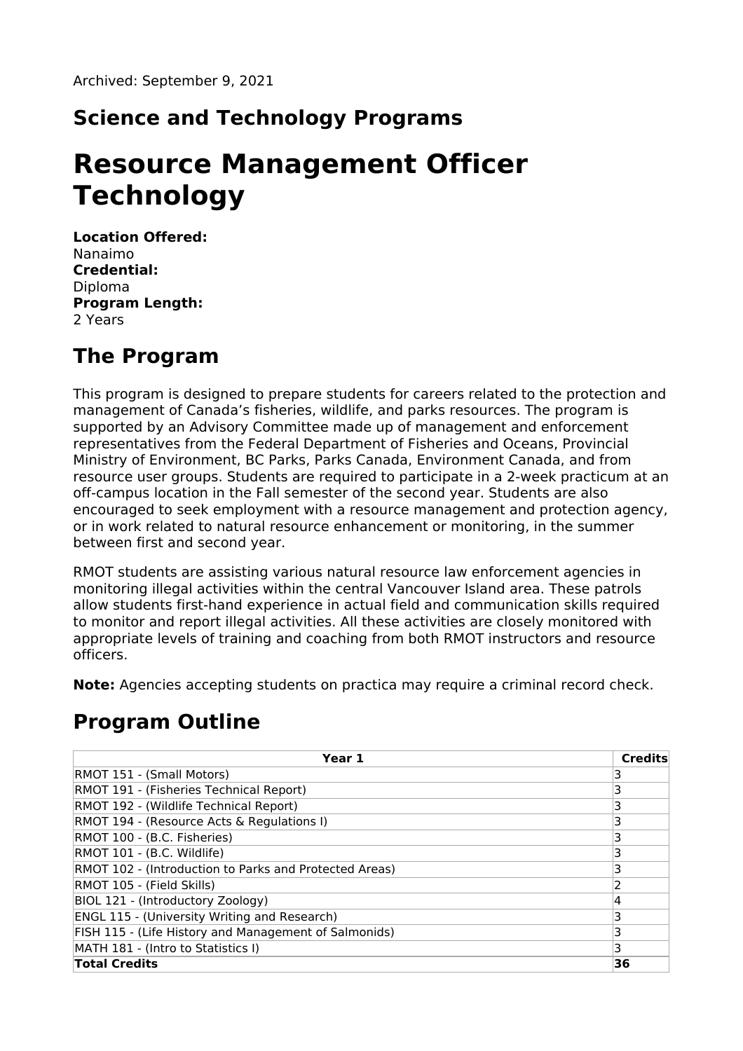Archived: September 9, 2021

## Science and Technology Programs

# Resource Management Officer Technology

**Location Offered:**
Nanaimo
**Credential:**
Diploma
**Program Length:**
2 Years

## The Program

This program is designed to prepare students for careers related to the protection and management of Canada's fisheries, wildlife, and parks resources. The program is supported by an Advisory Committee made up of management and enforcement representatives from the Federal Department of Fisheries and Oceans, Provincial Ministry of Environment, BC Parks, Parks Canada, Environment Canada, and from resource user groups. Students are required to participate in a 2-week practicum at an off-campus location in the Fall semester of the second year. Students are also encouraged to seek employment with a resource management and protection agency, or in work related to natural resource enhancement or monitoring, in the summer between first and second year.

RMOT students are assisting various natural resource law enforcement agencies in monitoring illegal activities within the central Vancouver Island area. These patrols allow students first-hand experience in actual field and communication skills required to monitor and report illegal activities. All these activities are closely monitored with appropriate levels of training and coaching from both RMOT instructors and resource officers.

**Note:** Agencies accepting students on practica may require a criminal record check.

## Program Outline

| Year 1 | Credits |
|---|---|
| RMOT 151 - (Small Motors) | 3 |
| RMOT 191 - (Fisheries Technical Report) | 3 |
| RMOT 192 - (Wildlife Technical Report) | 3 |
| RMOT 194 - (Resource Acts & Regulations I) | 3 |
| RMOT 100 - (B.C. Fisheries) | 3 |
| RMOT 101 - (B.C. Wildlife) | 3 |
| RMOT 102 - (Introduction to Parks and Protected Areas) | 3 |
| RMOT 105 - (Field Skills) | 2 |
| BIOL 121 - (Introductory Zoology) | 4 |
| ENGL 115 - (University Writing and Research) | 3 |
| FISH 115 - (Life History and Management of Salmonids) | 3 |
| MATH 181 - (Intro to Statistics I) | 3 |
| **Total Credits** | **36** |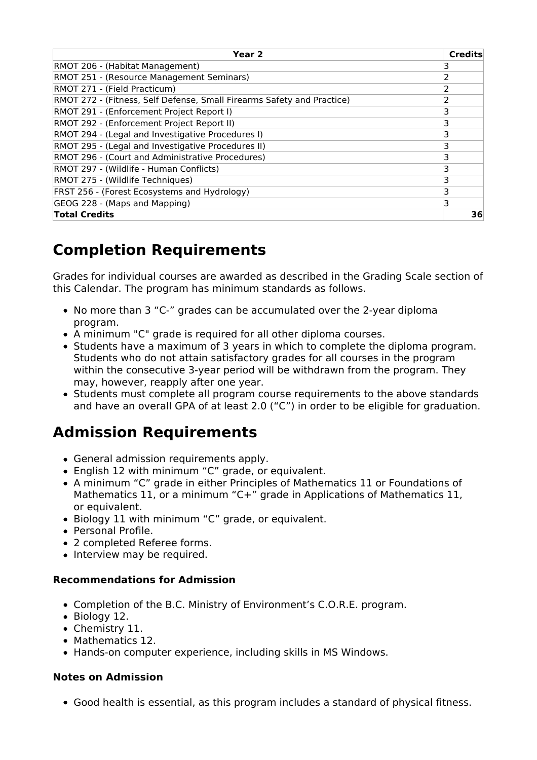| Year 2 | Credits |
|---|---|
| RMOT 206 - (Habitat Management) | 3 |
| RMOT 251 - (Resource Management Seminars) | 2 |
| RMOT 271 - (Field Practicum) | 2 |
| RMOT 272 - (Fitness, Self Defense, Small Firearms Safety and Practice) | 2 |
| RMOT 291 - (Enforcement Project Report I) | 3 |
| RMOT 292 - (Enforcement Project Report II) | 3 |
| RMOT 294 - (Legal and Investigative Procedures I) | 3 |
| RMOT 295 - (Legal and Investigative Procedures II) | 3 |
| RMOT 296 - (Court and Administrative Procedures) | 3 |
| RMOT 297 - (Wildlife - Human Conflicts) | 3 |
| RMOT 275 - (Wildlife Techniques) | 3 |
| FRST 256 - (Forest Ecosystems and Hydrology) | 3 |
| GEOG 228 - (Maps and Mapping) | 3 |
| **Total Credits** | **36** |

## Completion Requirements

Grades for individual courses are awarded as described in the Grading Scale section of this Calendar. The program has minimum standards as follows.

- No more than 3 "C-" grades can be accumulated over the 2-year diploma program.
- A minimum "C" grade is required for all other diploma courses.
- Students have a maximum of 3 years in which to complete the diploma program. Students who do not attain satisfactory grades for all courses in the program within the consecutive 3-year period will be withdrawn from the program. They may, however, reapply after one year.
- Students must complete all program course requirements to the above standards and have an overall GPA of at least 2.0 ("C") in order to be eligible for graduation.

## Admission Requirements

- General admission requirements apply.
- English 12 with minimum "C" grade, or equivalent.
- A minimum "C" grade in either Principles of Mathematics 11 or Foundations of Mathematics 11, or a minimum "C+" grade in Applications of Mathematics 11, or equivalent.
- Biology 11 with minimum "C" grade, or equivalent.
- Personal Profile.
- 2 completed Referee forms.
- Interview may be required.

#### Recommendations for Admission

- Completion of the B.C. Ministry of Environment's C.O.R.E. program.
- Biology 12.
- Chemistry 11.
- Mathematics 12.
- Hands-on computer experience, including skills in MS Windows.

#### Notes on Admission

- Good health is essential, as this program includes a standard of physical fitness.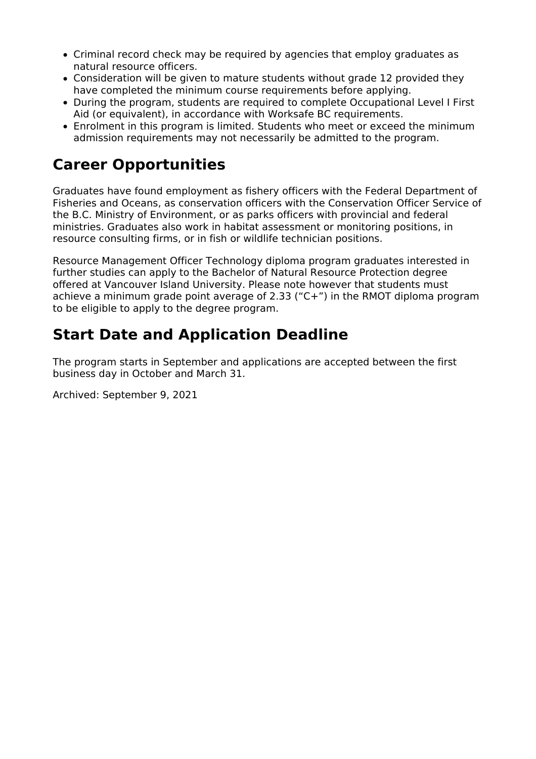- Criminal record check may be required by agencies that employ graduates as natural resource officers.
- Consideration will be given to mature students without grade 12 provided they have completed the minimum course requirements before applying.
- During the program, students are required to complete Occupational Level I First Aid (or equivalent), in accordance with Worksafe BC requirements.
- Enrolment in this program is limited. Students who meet or exceed the minimum admission requirements may not necessarily be admitted to the program.

## Career Opportunities

Graduates have found employment as fishery officers with the Federal Department of Fisheries and Oceans, as conservation officers with the Conservation Officer Service of the B.C. Ministry of Environment, or as parks officers with provincial and federal ministries. Graduates also work in habitat assessment or monitoring positions, in resource consulting firms, or in fish or wildlife technician positions.

Resource Management Officer Technology diploma program graduates interested in further studies can apply to the Bachelor of Natural Resource Protection degree offered at Vancouver Island University. Please note however that students must achieve a minimum grade point average of 2.33 ("C+") in the RMOT diploma program to be eligible to apply to the degree program.

## Start Date and Application Deadline

The program starts in September and applications are accepted between the first business day in October and March 31.

Archived: September 9, 2021